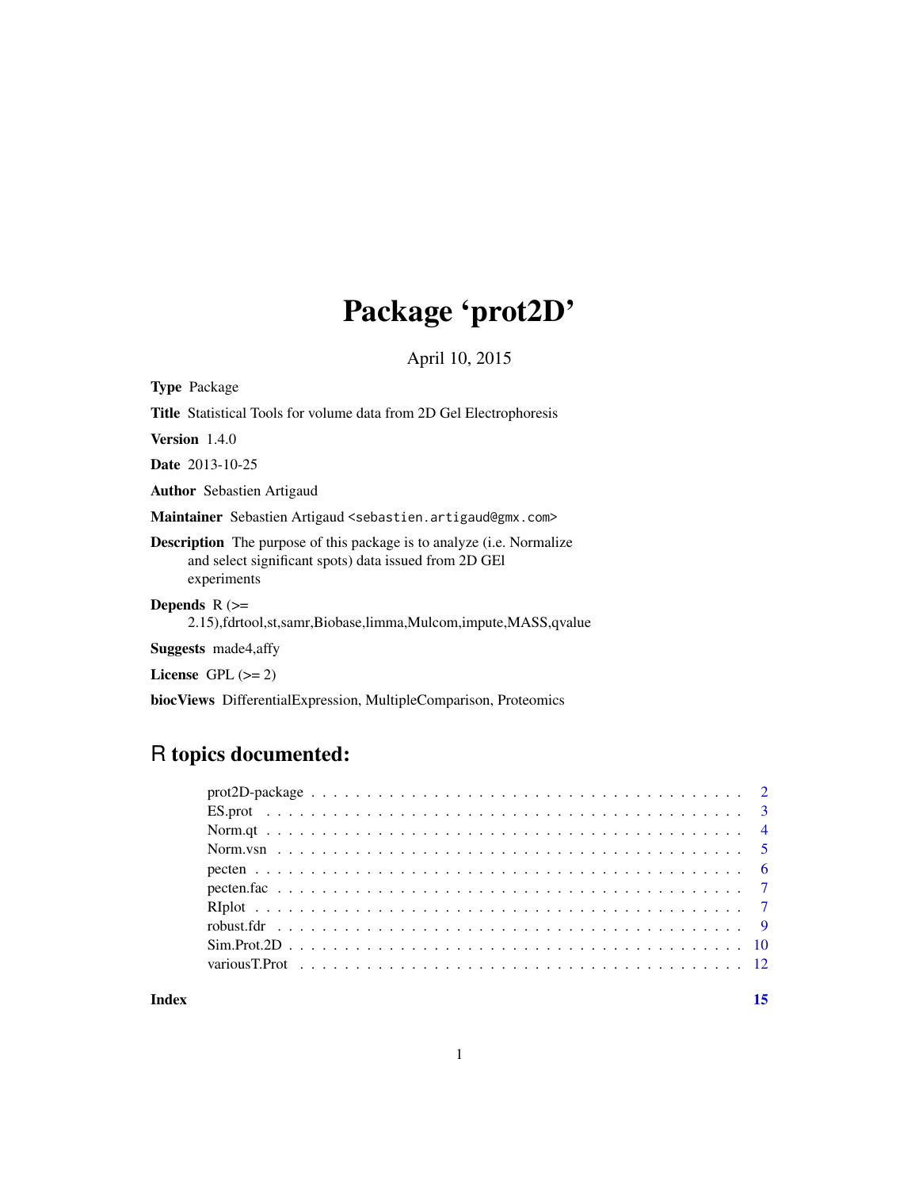# Package 'prot2D'

April 10, 2015

**Type** Package

**Title** Statistical Tools for volume data from 2D Gel Electrophoresis

**Version** 1.4.0

**Date** 2013-10-25

**Author** Sebastien Artigaud

**Maintainer** Sebastien Artigaud <sebastien.artigaud@gmx.com>

**Description** The purpose of this package is to analyze (i.e. Normalize and select significant spots) data issued from 2D GEl experiments

**Depends** R (>= 2.15),fdrtool,st,samr,Biobase,limma,Mulcom,impute,MASS,qvalue

**Suggests** made4,affy

**License** GPL (>= 2)

**biocViews** DifferentialExpression, MultipleComparison, Proteomics

## R topics documented:

| | |
|---|---|
| prot2D-package | 2 |
| ES.prot | 3 |
| Norm.qt | 4 |
| Norm.vsn | 5 |
| pecten | 6 |
| pecten.fac | 7 |
| RIplot | 7 |
| robust.fdr | 9 |
| Sim.Prot.2D | 10 |
| variousT.Prot | 12 |
| **Index** | **15** |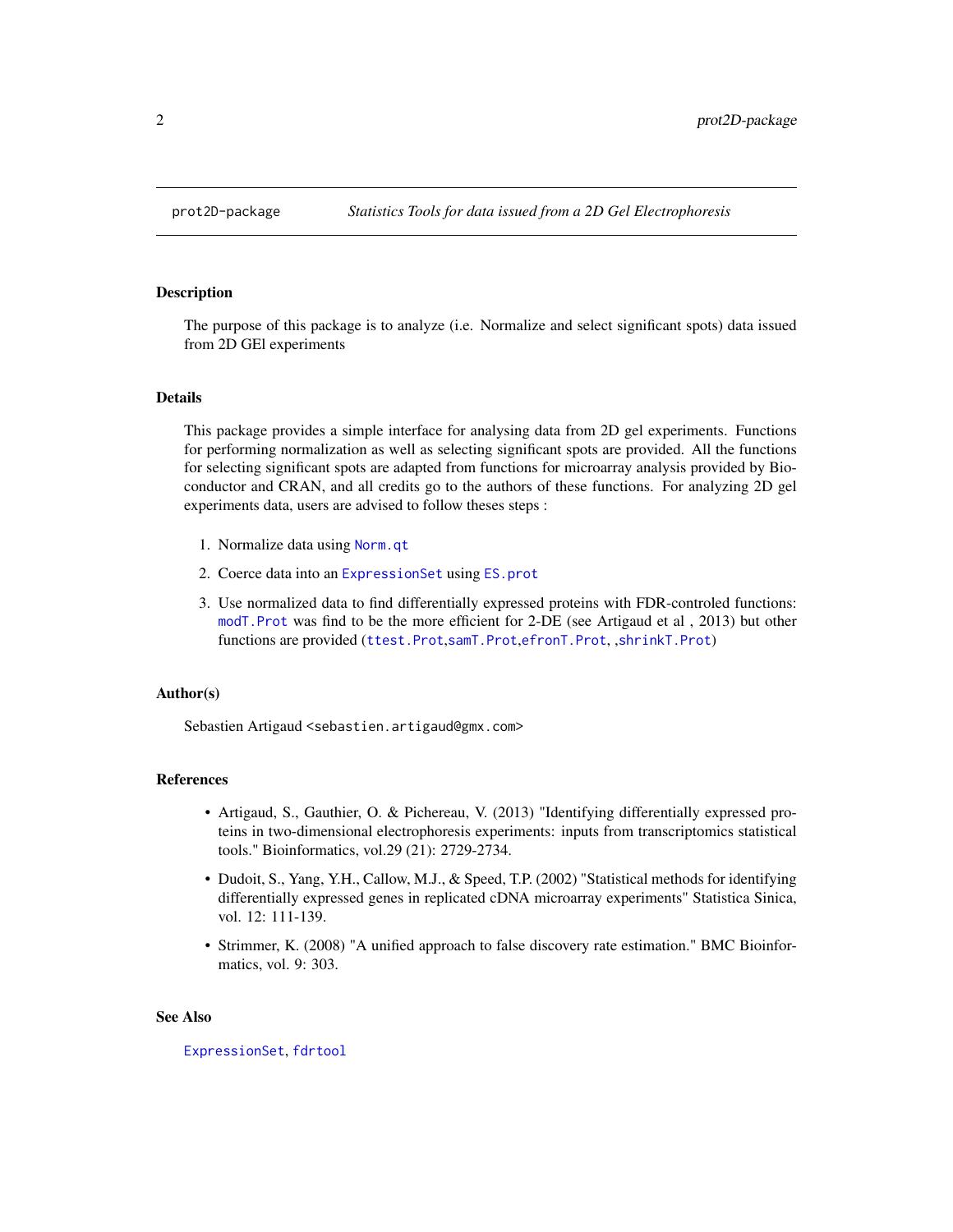prot2D-package    *Statistics Tools for data issued from a 2D Gel Electrophoresis*

## Description

The purpose of this package is to analyze (i.e. Normalize and select significant spots) data issued from 2D GEl experiments

## Details

This package provides a simple interface for analysing data from 2D gel experiments. Functions for performing normalization as well as selecting significant spots are provided. All the functions for selecting significant spots are adapted from functions for microarray analysis provided by Bioconductor and CRAN, and all credits go to the authors of these functions. For analyzing 2D gel experiments data, users are advised to follow theses steps :

1. Normalize data using `Norm.qt`
2. Coerce data into an `ExpressionSet` using `ES.prot`
3. Use normalized data to find differentially expressed proteins with FDR-controled functions: `modT.Prot` was find to be the more efficient for 2-DE (see Artigaud et al , 2013) but other functions are provided (`ttest.Prot`,`samT.Prot`,`efronT.Prot`, ,`shrinkT.Prot`)

## Author(s)

Sebastien Artigaud <sebastien.artigaud@gmx.com>

## References

- Artigaud, S., Gauthier, O. & Pichereau, V. (2013) "Identifying differentially expressed proteins in two-dimensional electrophoresis experiments: inputs from transcriptomics statistical tools." Bioinformatics, vol.29 (21): 2729-2734.
- Dudoit, S., Yang, Y.H., Callow, M.J., & Speed, T.P. (2002) "Statistical methods for identifying differentially expressed genes in replicated cDNA microarray experiments" Statistica Sinica, vol. 12: 111-139.
- Strimmer, K. (2008) "A unified approach to false discovery rate estimation." BMC Bioinformatics, vol. 9: 303.

## See Also

`ExpressionSet`, `fdrtool`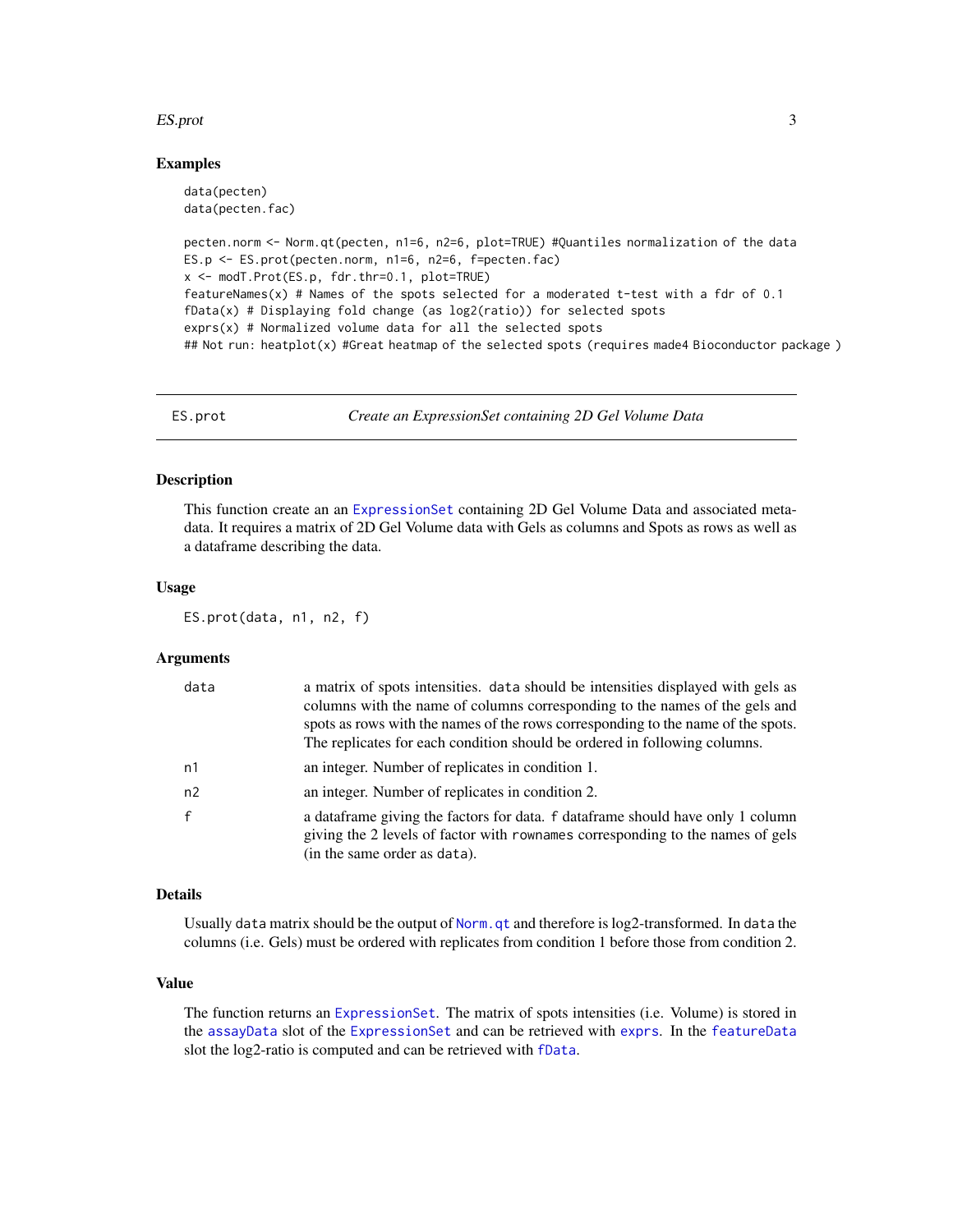## Examples

```
data(pecten)
data(pecten.fac)

pecten.norm <- Norm.qt(pecten, n1=6, n2=6, plot=TRUE) #Quantiles normalization of the data
ES.p <- ES.prot(pecten.norm, n1=6, n2=6, f=pecten.fac)
x <- modT.Prot(ES.p, fdr.thr=0.1, plot=TRUE)
featureNames(x) # Names of the spots selected for a moderated t-test with a fdr of 0.1
fData(x) # Displaying fold change (as log2(ratio)) for selected spots
exprs(x) # Normalized volume data for all the selected spots
## Not run: heatplot(x) #Great heatmap of the selected spots (requires made4 Bioconductor package )
```

---

# ES.prot — *Create an ExpressionSet containing 2D Gel Volume Data*

## Description

This function create an an ExpressionSet containing 2D Gel Volume Data and associated metadata. It requires a matrix of 2D Gel Volume data with Gels as columns and Spots as rows as well as a dataframe describing the data.

## Usage

```
ES.prot(data, n1, n2, f)
```

## Arguments

| | |
|---|---|
| data | a matrix of spots intensities. data should be intensities displayed with gels as columns with the name of columns corresponding to the names of the gels and spots as rows with the names of the rows corresponding to the name of the spots. The replicates for each condition should be ordered in following columns. |
| n1 | an integer. Number of replicates in condition 1. |
| n2 | an integer. Number of replicates in condition 2. |
| f | a dataframe giving the factors for data. f dataframe should have only 1 column giving the 2 levels of factor with rownames corresponding to the names of gels (in the same order as data). |

## Details

Usually data matrix should be the output of Norm.qt and therefore is log2-transformed. In data the columns (i.e. Gels) must be ordered with replicates from condition 1 before those from condition 2.

## Value

The function returns an ExpressionSet. The matrix of spots intensities (i.e. Volume) is stored in the assayData slot of the ExpressionSet and can be retrieved with exprs. In the featureData slot the log2-ratio is computed and can be retrieved with fData.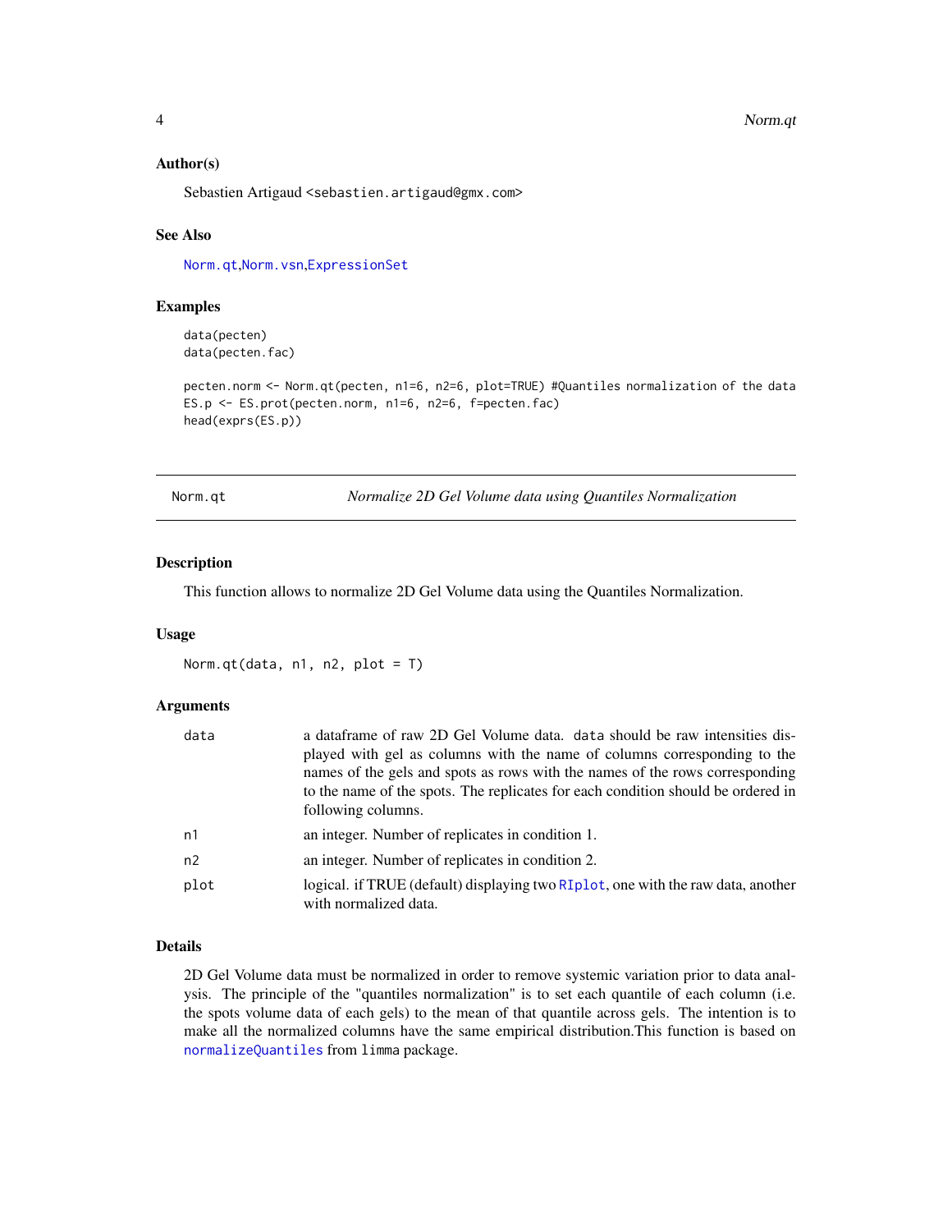### Author(s)

Sebastien Artigaud <sebastien.artigaud@gmx.com>

### See Also

Norm.qt,Norm.vsn,ExpressionSet

### Examples

```
data(pecten)
data(pecten.fac)

pecten.norm <- Norm.qt(pecten, n1=6, n2=6, plot=TRUE) #Quantiles normalization of the data
ES.p <- ES.prot(pecten.norm, n1=6, n2=6, f=pecten.fac)
head(exprs(ES.p))
```

---

## Norm.qt — *Normalize 2D Gel Volume data using Quantiles Normalization*

### Description

This function allows to normalize 2D Gel Volume data using the Quantiles Normalization.

### Usage

```
Norm.qt(data, n1, n2, plot = T)
```

### Arguments

| | |
|---|---|
| data | a dataframe of raw 2D Gel Volume data. `data` should be raw intensities displayed with gel as columns with the name of columns corresponding to the names of the gels and spots as rows with the names of the rows corresponding to the name of the spots. The replicates for each condition should be ordered in following columns. |
| n1 | an integer. Number of replicates in condition 1. |
| n2 | an integer. Number of replicates in condition 2. |
| plot | logical. if TRUE (default) displaying two RIplot, one with the raw data, another with normalized data. |

### Details

2D Gel Volume data must be normalized in order to remove systemic variation prior to data analysis. The principle of the "quantiles normalization" is to set each quantile of each column (i.e. the spots volume data of each gels) to the mean of that quantile across gels. The intention is to make all the normalized columns have the same empirical distribution.This function is based on normalizeQuantiles from `limma` package.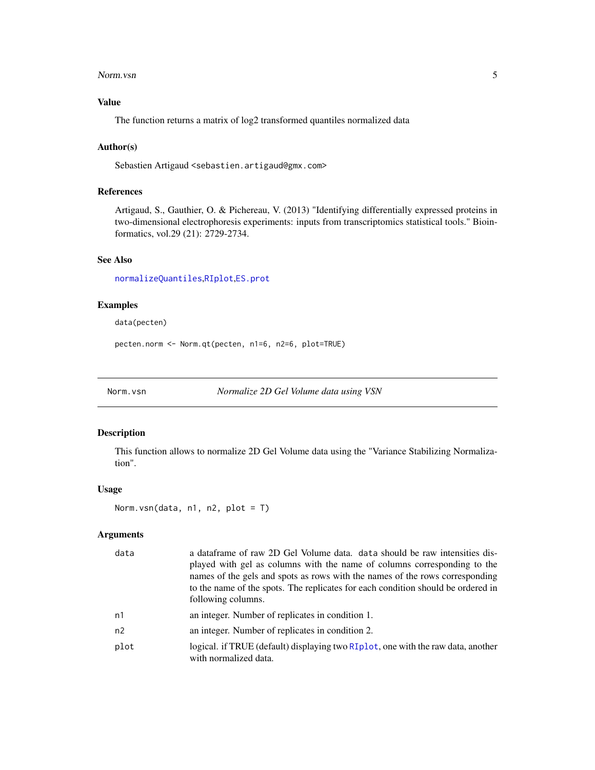### Value

The function returns a matrix of log2 transformed quantiles normalized data

### Author(s)

Sebastien Artigaud <sebastien.artigaud@gmx.com>

### References

Artigaud, S., Gauthier, O. & Pichereau, V. (2013) "Identifying differentially expressed proteins in two-dimensional electrophoresis experiments: inputs from transcriptomics statistical tools." Bioinformatics, vol.29 (21): 2729-2734.

### See Also

normalizeQuantiles,RIplot,ES.prot

### Examples

```
data(pecten)

pecten.norm <- Norm.qt(pecten, n1=6, n2=6, plot=TRUE)
```

---

## Norm.vsn — *Normalize 2D Gel Volume data using VSN*

### Description

This function allows to normalize 2D Gel Volume data using the "Variance Stabilizing Normalization".

### Usage

```
Norm.vsn(data, n1, n2, plot = T)
```

### Arguments

| | |
|---|---|
| data | a dataframe of raw 2D Gel Volume data. data should be raw intensities displayed with gel as columns with the name of columns corresponding to the names of the gels and spots as rows with the names of the rows corresponding to the name of the spots. The replicates for each condition should be ordered in following columns. |
| n1 | an integer. Number of replicates in condition 1. |
| n2 | an integer. Number of replicates in condition 2. |
| plot | logical. if TRUE (default) displaying two RIplot, one with the raw data, another with normalized data. |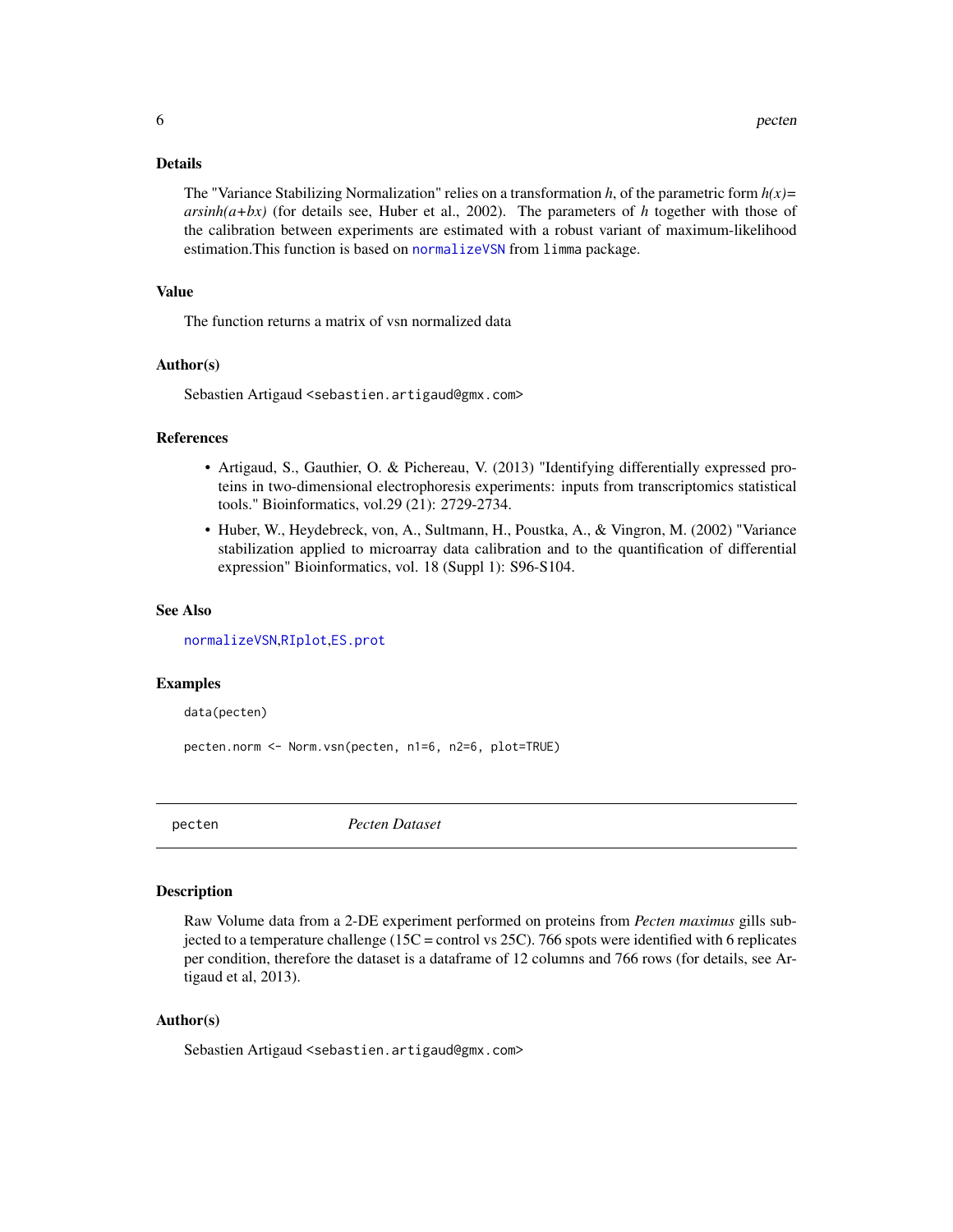### Details

The "Variance Stabilizing Normalization" relies on a transformation $h$, of the parametric form $h(x) = arsinh(a+bx)$ (for details see, Huber et al., 2002). The parameters of $h$ together with those of the calibration between experiments are estimated with a robust variant of maximum-likelihood estimation.This function is based on `normalizeVSN` from `limma` package.

### Value

The function returns a matrix of vsn normalized data

### Author(s)

Sebastien Artigaud <sebastien.artigaud@gmx.com>

### References

- Artigaud, S., Gauthier, O. & Pichereau, V. (2013) "Identifying differentially expressed proteins in two-dimensional electrophoresis experiments: inputs from transcriptomics statistical tools." Bioinformatics, vol.29 (21): 2729-2734.
- Huber, W., Heydebreck, von, A., Sultmann, H., Poustka, A., & Vingron, M. (2002) "Variance stabilization applied to microarray data calibration and to the quantification of differential expression" Bioinformatics, vol. 18 (Suppl 1): S96-S104.

### See Also

`normalizeVSN`,`RIplot`,`ES.prot`

### Examples

```
data(pecten)

pecten.norm <- Norm.vsn(pecten, n1=6, n2=6, plot=TRUE)
```

---

## pecten — *Pecten Dataset*

### Description

Raw Volume data from a 2-DE experiment performed on proteins from *Pecten maximus* gills subjected to a temperature challenge (15C = control vs 25C). 766 spots were identified with 6 replicates per condition, therefore the dataset is a dataframe of 12 columns and 766 rows (for details, see Artigaud et al, 2013).

### Author(s)

Sebastien Artigaud <sebastien.artigaud@gmx.com>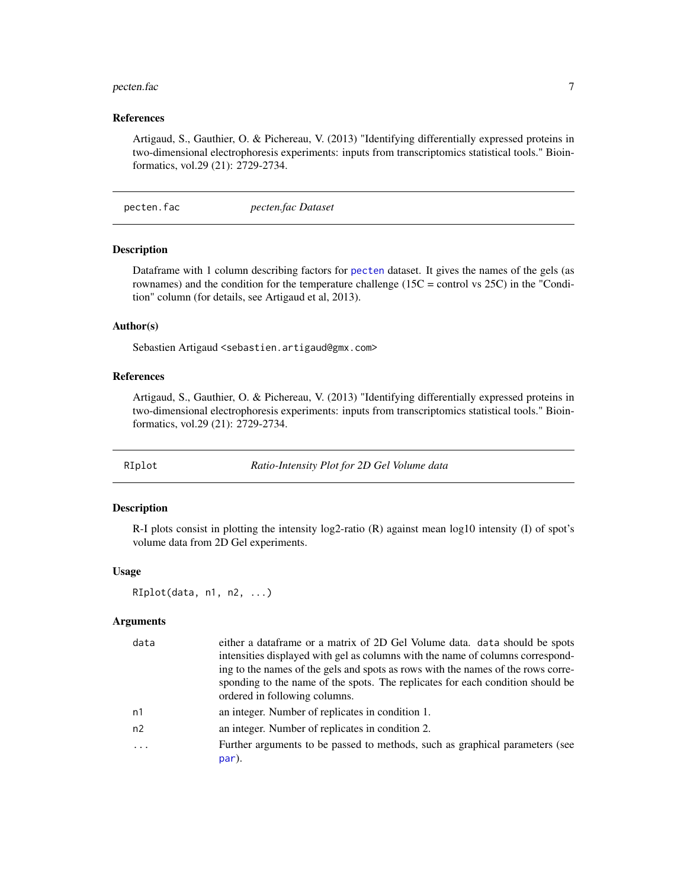### References

Artigaud, S., Gauthier, O. & Pichereau, V. (2013) "Identifying differentially expressed proteins in two-dimensional electrophoresis experiments: inputs from transcriptomics statistical tools." Bioinformatics, vol.29 (21): 2729-2734.

---

## pecten.fac — *pecten.fac Dataset*

### Description

Dataframe with 1 column describing factors for pecten dataset. It gives the names of the gels (as rownames) and the condition for the temperature challenge (15C = control vs 25C) in the "Condition" column (for details, see Artigaud et al, 2013).

### Author(s)

Sebastien Artigaud <sebastien.artigaud@gmx.com>

### References

Artigaud, S., Gauthier, O. & Pichereau, V. (2013) "Identifying differentially expressed proteins in two-dimensional electrophoresis experiments: inputs from transcriptomics statistical tools." Bioinformatics, vol.29 (21): 2729-2734.

---

## RIplot — *Ratio-Intensity Plot for 2D Gel Volume data*

### Description

R-I plots consist in plotting the intensity log2-ratio (R) against mean log10 intensity (I) of spot's volume data from 2D Gel experiments.

### Usage

```
RIplot(data, n1, n2, ...)
```

### Arguments

| | |
|---|---|
| `data` | either a dataframe or a matrix of 2D Gel Volume data. `data` should be spots intensities displayed with gel as columns with the name of columns corresponding to the names of the gels and spots as rows with the names of the rows corresponding to the name of the spots. The replicates for each condition should be ordered in following columns. |
| `n1` | an integer. Number of replicates in condition 1. |
| `n2` | an integer. Number of replicates in condition 2. |
| `...` | Further arguments to be passed to methods, such as graphical parameters (see par). |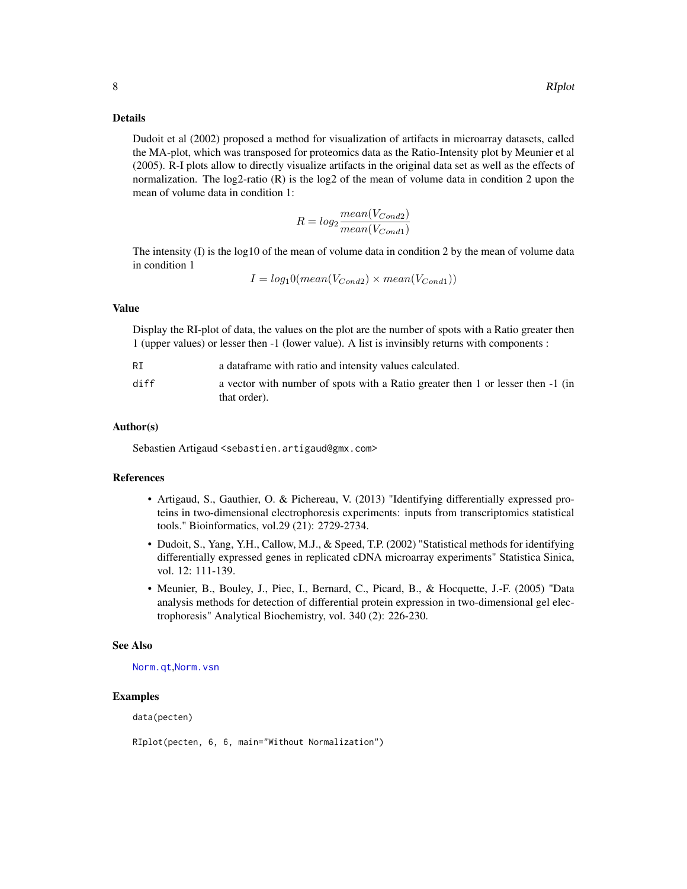## Details

Dudoit et al (2002) proposed a method for visualization of artifacts in microarray datasets, called the MA-plot, which was transposed for proteomics data as the Ratio-Intensity plot by Meunier et al (2005). R-I plots allow to directly visualize artifacts in the original data set as well as the effects of normalization. The log2-ratio (R) is the log2 of the mean of volume data in condition 2 upon the mean of volume data in condition 1:

$$R = log_2 \frac{mean(V_{Cond2})}{mean(V_{Cond1})}$$

The intensity (I) is the log10 of the mean of volume data in condition 2 by the mean of volume data in condition 1

$$I = log_1 0(mean(V_{Cond2}) \times mean(V_{Cond1}))$$

## Value

Display the RI-plot of data, the values on the plot are the number of spots with a Ratio greater then 1 (upper values) or lesser then -1 (lower value). A list is invinsibly returns with components :

| | |
|---|---|
| RI | a dataframe with ratio and intensity values calculated. |
| diff | a vector with number of spots with a Ratio greater then 1 or lesser then -1 (in that order). |

## Author(s)

Sebastien Artigaud <sebastien.artigaud@gmx.com>

## References

- Artigaud, S., Gauthier, O. & Pichereau, V. (2013) "Identifying differentially expressed proteins in two-dimensional electrophoresis experiments: inputs from transcriptomics statistical tools." Bioinformatics, vol.29 (21): 2729-2734.
- Dudoit, S., Yang, Y.H., Callow, M.J., & Speed, T.P. (2002) "Statistical methods for identifying differentially expressed genes in replicated cDNA microarray experiments" Statistica Sinica, vol. 12: 111-139.
- Meunier, B., Bouley, J., Piec, I., Bernard, C., Picard, B., & Hocquette, J.-F. (2005) "Data analysis methods for detection of differential protein expression in two-dimensional gel electrophoresis" Analytical Biochemistry, vol. 340 (2): 226-230.

## See Also

Norm.qt,Norm.vsn

## Examples

```
data(pecten)

RIplot(pecten, 6, 6, main="Without Normalization")
```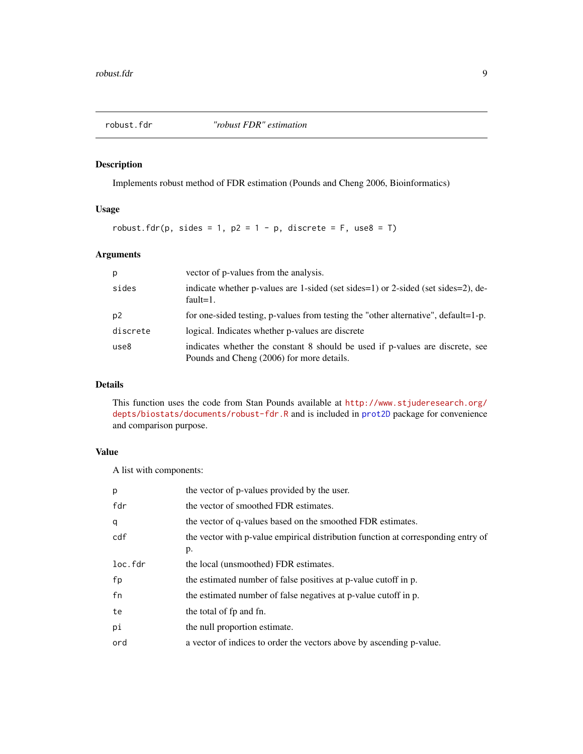## robust.fdr — "robust FDR" estimation

### Description

Implements robust method of FDR estimation (Pounds and Cheng 2006, Bioinformatics)

### Usage

```
robust.fdr(p, sides = 1, p2 = 1 - p, discrete = F, use8 = T)
```

### Arguments

| | |
|---|---|
| `p` | vector of p-values from the analysis. |
| `sides` | indicate whether p-values are 1-sided (set sides=1) or 2-sided (set sides=2), default=1. |
| `p2` | for one-sided testing, p-values from testing the "other alternative", default=1-p. |
| `discrete` | logical. Indicates whether p-values are discrete |
| `use8` | indicates whether the constant 8 should be used if p-values are discrete, see Pounds and Cheng (2006) for more details. |

### Details

This function uses the code from Stan Pounds available at `http://www.stjuderesearch.org/depts/biostats/documents/robust-fdr.R` and is included in `prot2D` package for convenience and comparison purpose.

### Value

A list with components:

| | |
|---|---|
| `p` | the vector of p-values provided by the user. |
| `fdr` | the vector of smoothed FDR estimates. |
| `q` | the vector of q-values based on the smoothed FDR estimates. |
| `cdf` | the vector with p-value empirical distribution function at corresponding entry of p. |
| `loc.fdr` | the local (unsmoothed) FDR estimates. |
| `fp` | the estimated number of false positives at p-value cutoff in p. |
| `fn` | the estimated number of false negatives at p-value cutoff in p. |
| `te` | the total of fp and fn. |
| `pi` | the null proportion estimate. |
| `ord` | a vector of indices to order the vectors above by ascending p-value. |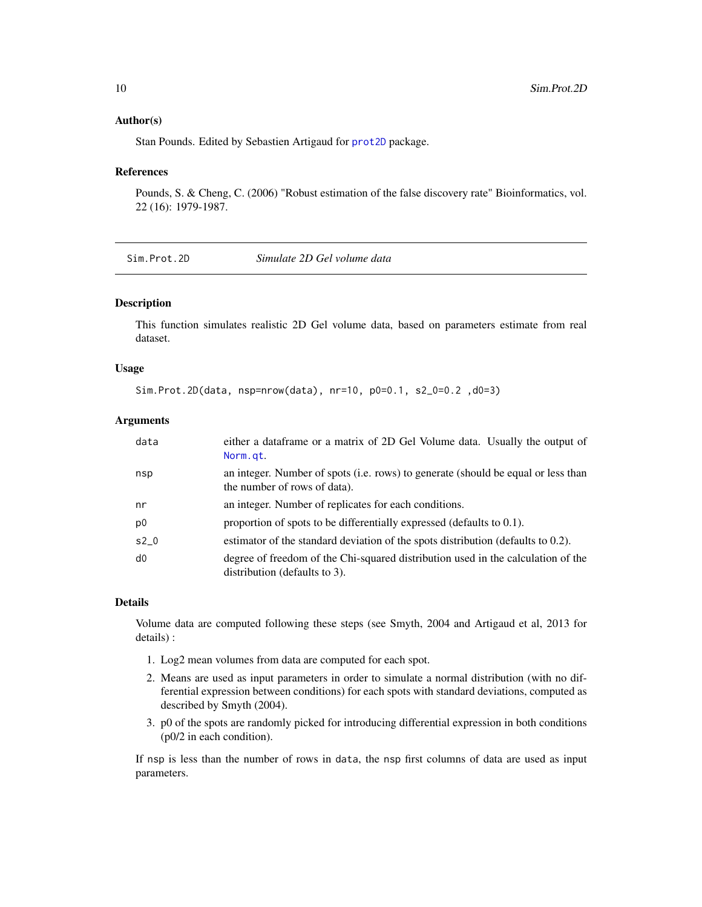### Author(s)

Stan Pounds. Edited by Sebastien Artigaud for prot2D package.

### References

Pounds, S. & Cheng, C. (2006) "Robust estimation of the false discovery rate" Bioinformatics, vol. 22 (16): 1979-1987.

---

## Sim.Prot.2D — *Simulate 2D Gel volume data*

---

### Description

This function simulates realistic 2D Gel volume data, based on parameters estimate from real dataset.

### Usage

```
Sim.Prot.2D(data, nsp=nrow(data), nr=10, p0=0.1, s2_0=0.2 ,d0=3)
```

### Arguments

| | |
|---|---|
| data | either a dataframe or a matrix of 2D Gel Volume data. Usually the output of Norm.qt. |
| nsp | an integer. Number of spots (i.e. rows) to generate (should be equal or less than the number of rows of data). |
| nr | an integer. Number of replicates for each conditions. |
| p0 | proportion of spots to be differentially expressed (defaults to 0.1). |
| s2_0 | estimator of the standard deviation of the spots distribution (defaults to 0.2). |
| d0 | degree of freedom of the Chi-squared distribution used in the calculation of the distribution (defaults to 3). |

### Details

Volume data are computed following these steps (see Smyth, 2004 and Artigaud et al, 2013 for details) :

1. Log2 mean volumes from data are computed for each spot.
2. Means are used as input parameters in order to simulate a normal distribution (with no differential expression between conditions) for each spots with standard deviations, computed as described by Smyth (2004).
3. p0 of the spots are randomly picked for introducing differential expression in both conditions (p0/2 in each condition).

If nsp is less than the number of rows in data, the nsp first columns of data are used as input parameters.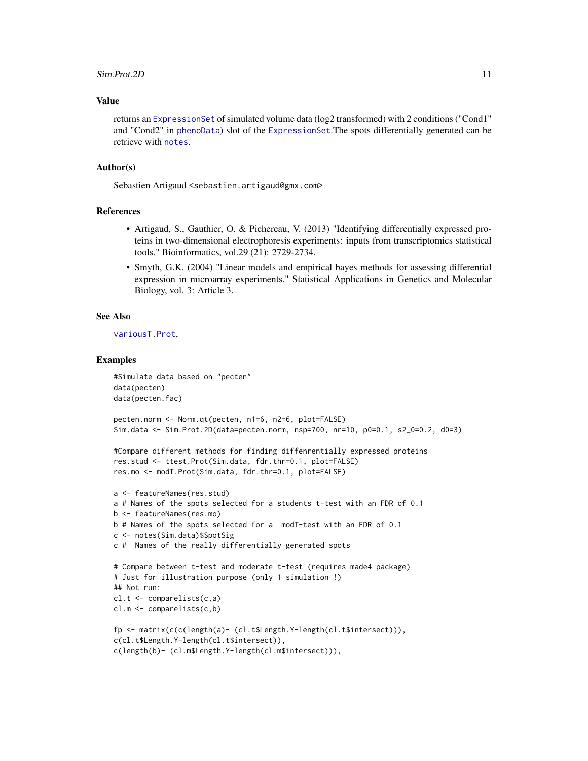## Value

returns an `ExpressionSet` of simulated volume data (log2 transformed) with 2 conditions ("Cond1" and "Cond2" in `phenoData`) slot of the `ExpressionSet`.The spots differentially generated can be retrieve with `notes`.

## Author(s)

Sebastien Artigaud <sebastien.artigaud@gmx.com>

## References

- Artigaud, S., Gauthier, O. & Pichereau, V. (2013) "Identifying differentially expressed proteins in two-dimensional electrophoresis experiments: inputs from transcriptomics statistical tools." Bioinformatics, vol.29 (21): 2729-2734.
- Smyth, G.K. (2004) "Linear models and empirical bayes methods for assessing differential expression in microarray experiments." Statistical Applications in Genetics and Molecular Biology, vol. 3: Article 3.

## See Also

`variousT.Prot`,

## Examples

```
#Simulate data based on "pecten"
data(pecten)
data(pecten.fac)

pecten.norm <- Norm.qt(pecten, n1=6, n2=6, plot=FALSE)
Sim.data <- Sim.Prot.2D(data=pecten.norm, nsp=700, nr=10, p0=0.1, s2_0=0.2, d0=3)

#Compare different methods for finding diffenrentially expressed proteins
res.stud <- ttest.Prot(Sim.data, fdr.thr=0.1, plot=FALSE)
res.mo <- modT.Prot(Sim.data, fdr.thr=0.1, plot=FALSE)

a <- featureNames(res.stud)
a # Names of the spots selected for a students t-test with an FDR of 0.1
b <- featureNames(res.mo)
b # Names of the spots selected for a  modT-test with an FDR of 0.1
c <- notes(Sim.data)$SpotSig
c #  Names of the really differentially generated spots

# Compare between t-test and moderate t-test (requires made4 package)
# Just for illustration purpose (only 1 simulation !)
## Not run:
cl.t <- comparelists(c,a)
cl.m <- comparelists(c,b)

fp <- matrix(c(c(length(a)- (cl.t$Length.Y-length(cl.t$intersect))),
c(cl.t$Length.Y-length(cl.t$intersect)),
c(length(b)- (cl.m$Length.Y-length(cl.m$intersect))),
```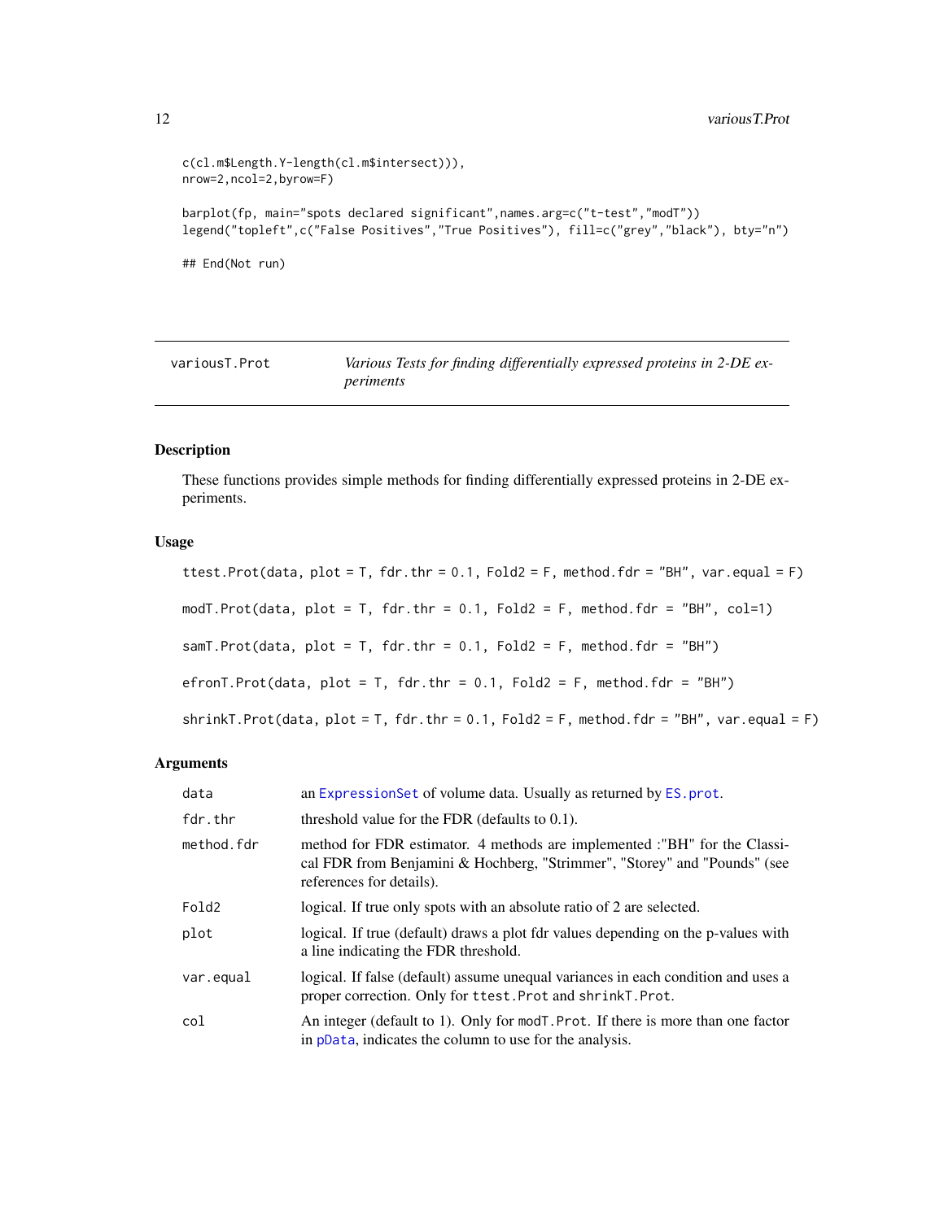```
c(cl.m$Length.Y-length(cl.m$intersect))),
nrow=2,ncol=2,byrow=F)

barplot(fp, main="spots declared significant",names.arg=c("t-test","modT"))
legend("topleft",c("False Positives","True Positives"), fill=c("grey","black"), bty="n")

## End(Not run)
```

## variousT.Prot — *Various Tests for finding differentially expressed proteins in 2-DE experiments*

### Description

These functions provides simple methods for finding differentially expressed proteins in 2-DE experiments.

### Usage

```
ttest.Prot(data, plot = T, fdr.thr = 0.1, Fold2 = F, method.fdr = "BH", var.equal = F)

modT.Prot(data, plot = T, fdr.thr = 0.1, Fold2 = F, method.fdr = "BH", col=1)

samT.Prot(data, plot = T, fdr.thr = 0.1, Fold2 = F, method.fdr = "BH")

efronT.Prot(data, plot = T, fdr.thr = 0.1, Fold2 = F, method.fdr = "BH")

shrinkT.Prot(data, plot = T, fdr.thr = 0.1, Fold2 = F, method.fdr = "BH", var.equal = F)
```

### Arguments

| Argument | Description |
|---|---|
| data | an ExpressionSet of volume data. Usually as returned by ES.prot. |
| fdr.thr | threshold value for the FDR (defaults to 0.1). |
| method.fdr | method for FDR estimator. 4 methods are implemented :"BH" for the Classical FDR from Benjamini & Hochberg, "Strimmer", "Storey" and "Pounds" (see references for details). |
| Fold2 | logical. If true only spots with an absolute ratio of 2 are selected. |
| plot | logical. If true (default) draws a plot fdr values depending on the p-values with a line indicating the FDR threshold. |
| var.equal | logical. If false (default) assume unequal variances in each condition and uses a proper correction. Only for ttest.Prot and shrinkT.Prot. |
| col | An integer (default to 1). Only for modT.Prot. If there is more than one factor in pData, indicates the column to use for the analysis. |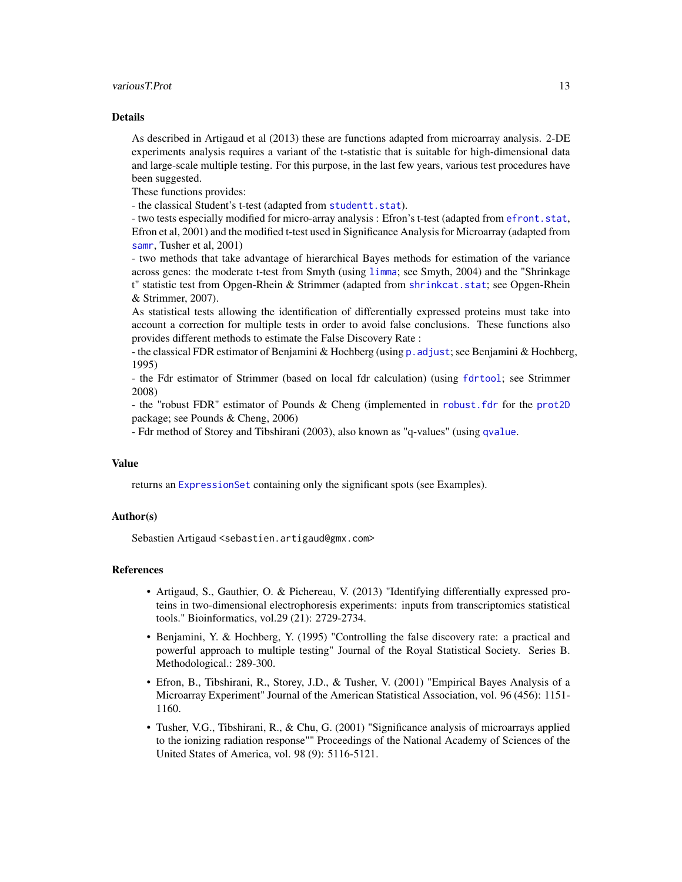## Details

As described in Artigaud et al (2013) these are functions adapted from microarray analysis. 2-DE experiments analysis requires a variant of the t-statistic that is suitable for high-dimensional data and large-scale multiple testing. For this purpose, in the last few years, various test procedures have been suggested.

These functions provides:

- the classical Student's t-test (adapted from `studentt.stat`).
- two tests especially modified for micro-array analysis : Efron's t-test (adapted from `efront.stat`, Efron et al, 2001) and the modified t-test used in Significance Analysis for Microarray (adapted from `samr`, Tusher et al, 2001)
- two methods that take advantage of hierarchical Bayes methods for estimation of the variance across genes: the moderate t-test from Smyth (using `limma`; see Smyth, 2004) and the "Shrinkage t" statistic test from Opgen-Rhein & Strimmer (adapted from `shrinkcat.stat`; see Opgen-Rhein & Strimmer, 2007).

As statistical tests allowing the identification of differentially expressed proteins must take into account a correction for multiple tests in order to avoid false conclusions. These functions also provides different methods to estimate the False Discovery Rate :

- the classical FDR estimator of Benjamini & Hochberg (using `p.adjust`; see Benjamini & Hochberg, 1995)
- the Fdr estimator of Strimmer (based on local fdr calculation) (using `fdrtool`; see Strimmer 2008)
- the "robust FDR" estimator of Pounds & Cheng (implemented in `robust.fdr` for the `prot2D` package; see Pounds & Cheng, 2006)
- Fdr method of Storey and Tibshirani (2003), also known as "q-values" (using `qvalue`.

## Value

returns an `ExpressionSet` containing only the significant spots (see Examples).

## Author(s)

Sebastien Artigaud <sebastien.artigaud@gmx.com>

## References

- Artigaud, S., Gauthier, O. & Pichereau, V. (2013) "Identifying differentially expressed proteins in two-dimensional electrophoresis experiments: inputs from transcriptomics statistical tools." Bioinformatics, vol.29 (21): 2729-2734.
- Benjamini, Y. & Hochberg, Y. (1995) "Controlling the false discovery rate: a practical and powerful approach to multiple testing" Journal of the Royal Statistical Society. Series B. Methodological.: 289-300.
- Efron, B., Tibshirani, R., Storey, J.D., & Tusher, V. (2001) "Empirical Bayes Analysis of a Microarray Experiment" Journal of the American Statistical Association, vol. 96 (456): 1151-1160.
- Tusher, V.G., Tibshirani, R., & Chu, G. (2001) "Significance analysis of microarrays applied to the ionizing radiation response"" Proceedings of the National Academy of Sciences of the United States of America, vol. 98 (9): 5116-5121.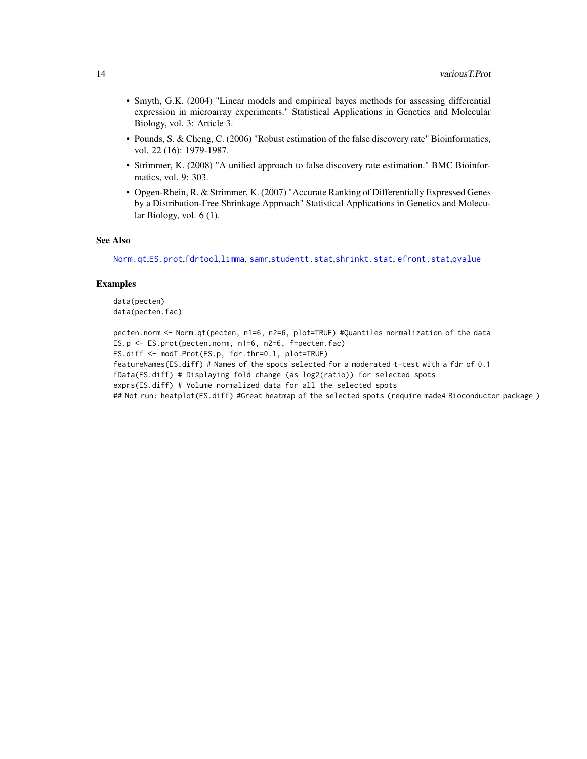- Smyth, G.K. (2004) "Linear models and empirical bayes methods for assessing differential expression in microarray experiments." Statistical Applications in Genetics and Molecular Biology, vol. 3: Article 3.
- Pounds, S. & Cheng, C. (2006) "Robust estimation of the false discovery rate" Bioinformatics, vol. 22 (16): 1979-1987.
- Strimmer, K. (2008) "A unified approach to false discovery rate estimation." BMC Bioinformatics, vol. 9: 303.
- Opgen-Rhein, R. & Strimmer, K. (2007) "Accurate Ranking of Differentially Expressed Genes by a Distribution-Free Shrinkage Approach" Statistical Applications in Genetics and Molecular Biology, vol. 6 (1).

## See Also

Norm.qt,ES.prot,fdrtool,limma, samr,studentt.stat,shrinkt.stat, efront.stat,qvalue

## Examples

```
data(pecten)
data(pecten.fac)

pecten.norm <- Norm.qt(pecten, n1=6, n2=6, plot=TRUE) #Quantiles normalization of the data
ES.p <- ES.prot(pecten.norm, n1=6, n2=6, f=pecten.fac)
ES.diff <- modT.Prot(ES.p, fdr.thr=0.1, plot=TRUE)
featureNames(ES.diff) # Names of the spots selected for a moderated t-test with a fdr of 0.1
fData(ES.diff) # Displaying fold change (as log2(ratio)) for selected spots
exprs(ES.diff) # Volume normalized data for all the selected spots
## Not run: heatplot(ES.diff) #Great heatmap of the selected spots (require made4 Bioconductor package )
```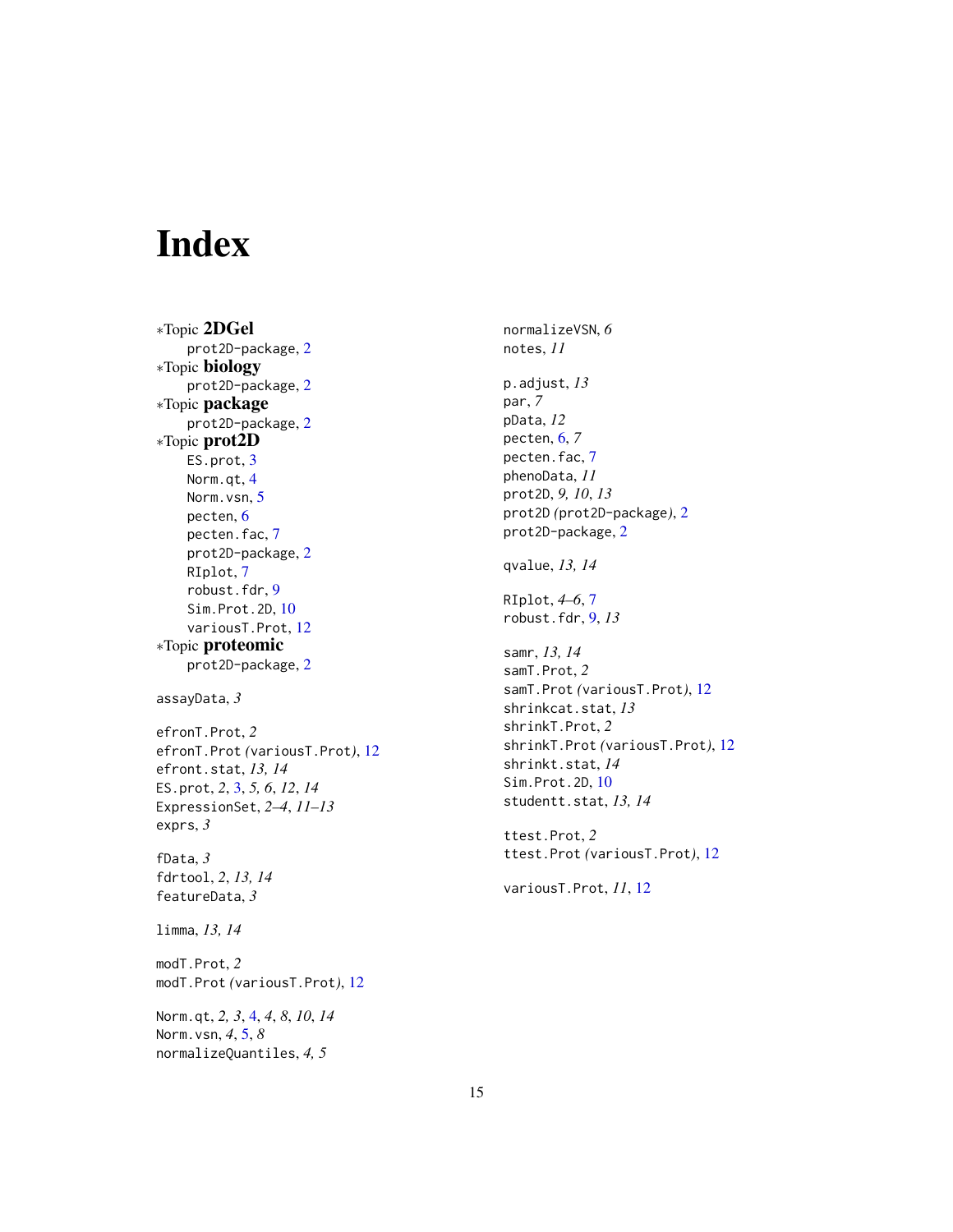# Index

*Topic **2DGel**
  prot2D-package, 2
*Topic **biology**
  prot2D-package, 2
*Topic **package**
  prot2D-package, 2
*Topic **prot2D**
  ES.prot, 3
  Norm.qt, 4
  Norm.vsn, 5
  pecten, 6
  pecten.fac, 7
  prot2D-package, 2
  RIplot, 7
  robust.fdr, 9
  Sim.Prot.2D, 10
  variousT.Prot, 12
*Topic **proteomic**
  prot2D-package, 2

assayData, *3*

efronT.Prot, *2*
efronT.Prot *(*variousT.Prot*)*, 12
efront.stat, *13, 14*
ES.prot, *2*, 3, *5, 6*, *12*, *14*
ExpressionSet, *2–4*, *11–13*
exprs, *3*

fData, *3*
fdrtool, *2*, *13, 14*
featureData, *3*

limma, *13, 14*

modT.Prot, *2*
modT.Prot *(*variousT.Prot*)*, 12

Norm.qt, *2, 3*, 4, *4*, *8*, *10*, *14*
Norm.vsn, *4*, 5, *8*
normalizeQuantiles, *4, 5*
normalizeVSN, *6*
notes, *11*

p.adjust, *13*
par, *7*
pData, *12*
pecten, 6, *7*
pecten.fac, 7
phenoData, *11*
prot2D, *9, 10*, *13*
prot2D *(*prot2D-package*)*, 2
prot2D-package, 2

qvalue, *13, 14*

RIplot, *4–6*, 7
robust.fdr, 9, *13*

samr, *13, 14*
samT.Prot, *2*
samT.Prot *(*variousT.Prot*)*, 12
shrinkcat.stat, *13*
shrinkT.Prot, *2*
shrinkT.Prot *(*variousT.Prot*)*, 12
shrinkt.stat, *14*
Sim.Prot.2D, 10
studentt.stat, *13, 14*

ttest.Prot, *2*
ttest.Prot *(*variousT.Prot*)*, 12

variousT.Prot, *11*, 12